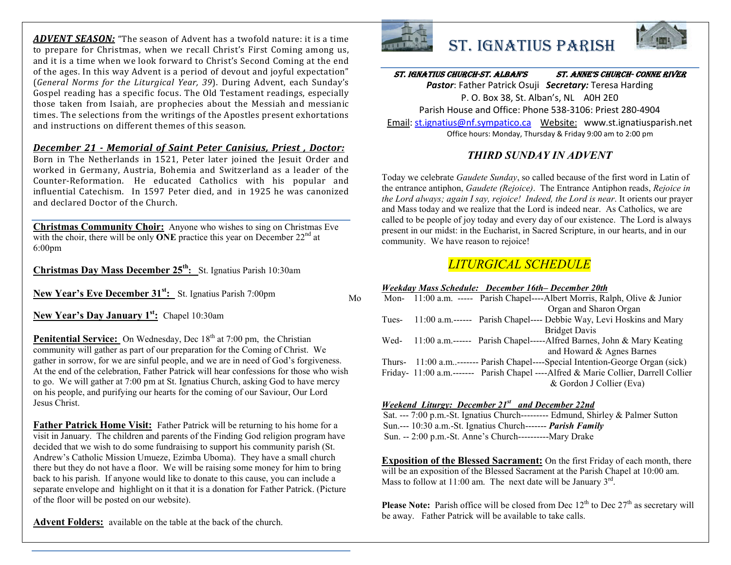***ADVENT SEASON:*** "The season of Advent has a twofold nature: it is a time to prepare for Christmas, when we recall Christ's First Coming among us, and it is a time when we look forward to Christ's Second Coming at the end of the ages. In this way Advent is a period of devout and joyful expectation" (*General Norms for the Liturgical Year, 39*). During Advent, each Sunday's Gospel reading has a specific focus. The Old Testament readings, especially those taken from Isaiah, are prophecies about the Messiah and messianic times. The selections from the writings of the Apostles present exhortations and instructions on different themes of this season.

***December 21 - Memorial of Saint Peter Canisius, Priest , Doctor:***
Born in The Netherlands in 1521, Peter later joined the Jesuit Order and worked in Germany, Austria, Bohemia and Switzerland as a leader of the Counter-Reformation. He educated Catholics with his popular and influential Catechism. In 1597 Peter died, and in 1925 he was canonized and declared Doctor of the Church.

**Christmas Community Choir:** Anyone who wishes to sing on Christmas Eve with the choir, there will be only **ONE** practice this year on December 22nd at 6:00pm

**Christmas Day Mass December 25th:** St. Ignatius Parish 10:30am

**New Year's Eve December 31st:** St. Ignatius Parish 7:00pm

**New Year's Day January 1st:** Chapel 10:30am

**Penitential Service:** On Wednesday, Dec 18th at 7:00 pm, the Christian community will gather as part of our preparation for the Coming of Christ. We gather in sorrow, for we are sinful people, and we are in need of God's forgiveness. At the end of the celebration, Father Patrick will hear confessions for those who wish to go. We will gather at 7:00 pm at St. Ignatius Church, asking God to have mercy on his people, and purifying our hearts for the coming of our Saviour, Our Lord Jesus Christ.

**Father Patrick Home Visit:** Father Patrick will be returning to his home for a visit in January. The children and parents of the Finding God religion program have decided that we wish to do some fundraising to support his community parish (St. Andrew's Catholic Mission Umueze, Ezimba Uboma). They have a small church there but they do not have a floor. We will be raising some money for him to bring back to his parish. If anyone would like to donate to this cause, you can include a separate envelope and highlight on it that it is a donation for Father Patrick. (Picture of the floor will be posted on our website).

**Advent Folders:** available on the table at the back of the church.

Mo

# ST. IGNATIUS PARISH

***ST. IGNATIUS CHURCH-ST. ALBAN'S*** ***ST. ANNE'S CHURCH- CONNE RIVER***

***Pastor***: Father Patrick Osuji ***Secretary:*** Teresa Harding
P. O. Box 38, St. Alban's, NL A0H 2E0
Parish House and Office: Phone 538-3106: Priest 280-4904
Email: st.ignatius@nf.sympatico.ca Website: www.st.ignatiusparish.net
Office hours: Monday, Thursday & Friday 9:00 am to 2:00 pm

## *THIRD SUNDAY IN ADVENT*

Today we celebrate *Gaudete Sunday*, so called because of the first word in Latin of the entrance antiphon, *Gaudete (Rejoice)*. The Entrance Antiphon reads, *Rejoice in the Lord always; again I say, rejoice! Indeed, the Lord is near*. It orients our prayer and Mass today and we realize that the Lord is indeed near. As Catholics, we are called to be people of joy today and every day of our existence. The Lord is always present in our midst: in the Eucharist, in Sacred Scripture, in our hearts, and in our community. We have reason to rejoice!

## *LITURGICAL SCHEDULE*

***Weekday Mass Schedule: December 16th– December 20th***

Mon- 11:00 a.m. ----- Parish Chapel----Albert Morris, Ralph, Olive & Junior Organ and Sharon Organ
Tues- 11:00 a.m.------ Parish Chapel---- Debbie Way, Levi Hoskins and Mary Bridget Davis
Wed- 11:00 a.m.------ Parish Chapel-----Alfred Barnes, John & Mary Keating and Howard & Agnes Barnes
Thurs- 11:00 a.m..------- Parish Chapel----Special Intention-George Organ (sick)
Friday- 11:00 a.m.------- Parish Chapel ----Alfred & Marie Collier, Darrell Collier & Gordon J Collier (Eva)

***Weekend Liturgy: December 21st and December 22nd***

Sat. --- 7:00 p.m.-St. Ignatius Church--------- Edmund, Shirley & Palmer Sutton
Sun.--- 10:30 a.m.-St. Ignatius Church------- ***Parish Family***
Sun. -- 2:00 p.m.-St. Anne's Church----------Mary Drake

**Exposition of the Blessed Sacrament:** On the first Friday of each month, there will be an exposition of the Blessed Sacrament at the Parish Chapel at 10:00 am. Mass to follow at 11:00 am. The next date will be January 3rd.

**Please Note:** Parish office will be closed from Dec 12th to Dec 27th as secretary will be away. Father Patrick will be available to take calls.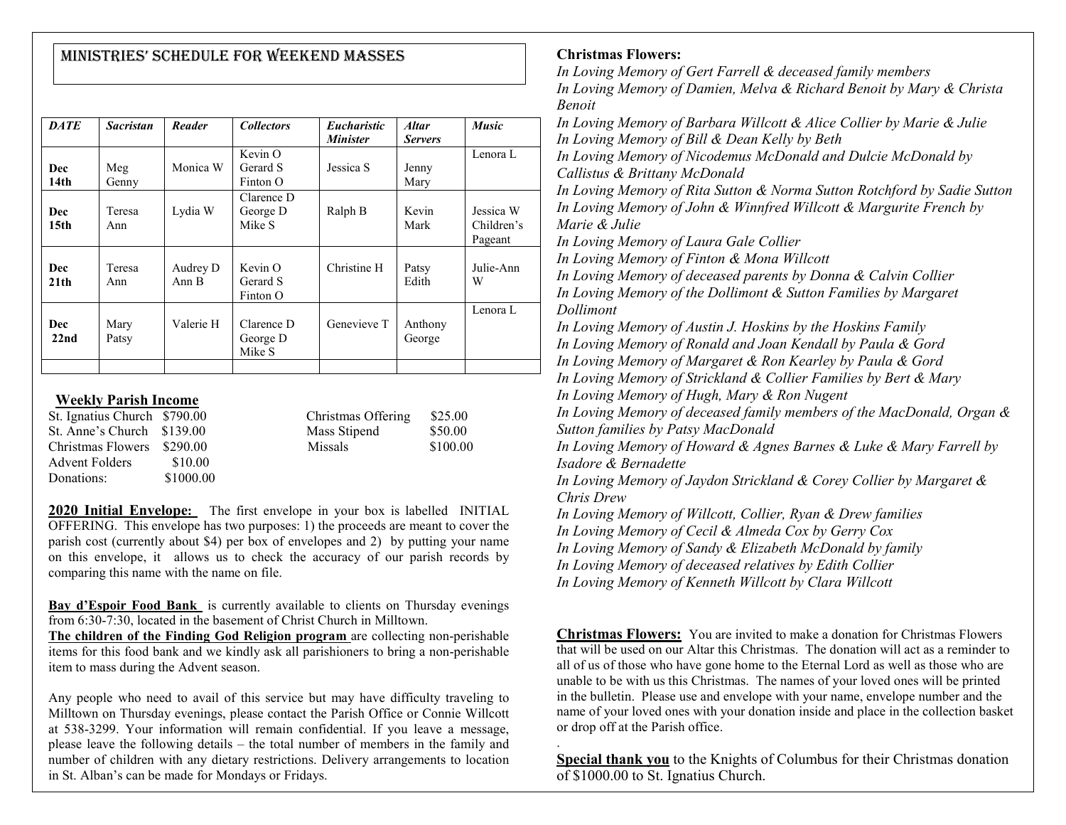## MINISTRIES' SCHEDULE FOR WEEKEND MASSES

| *DATE* | *Sacristan* | *Reader* | *Collectors* | *Eucharistic Minister* | *Altar Servers* | *Music* |
|---|---|---|---|---|---|---|
| **Dec 14th** | Meg Genny | Monica W | Kevin O Gerard S Finton O | Jessica S | Jenny Mary | Lenora L |
| **Dec 15th** | Teresa Ann | Lydia W | Clarence D George D Mike S | Ralph B | Kevin Mark | Jessica W Children's Pageant |
| **Dec 21th** | Teresa Ann | Audrey D Ann B | Kevin O Gerard S Finton O | Christine H | Patsy Edith | Julie-Ann W |
| **Dec 22nd** | Mary Patsy | Valerie H | Clarence D George D Mike S | Genevieve T | Anthony George | Lenora L |
| | | | | | | |

**Weekly Parish Income**

| | |
|---|---|
| St. Ignatius Church | $790.00 |
| St. Anne's Church | $139.00 |
| Christmas Flowers | $290.00 |
| Advent Folders | $10.00 |
| Donations: | $1000.00 |
| Christmas Offering | $25.00 |
| Mass Stipend | $50.00 |
| Missals | $100.00 |

**2020 Initial Envelope:** The first envelope in your box is labelled INITIAL OFFERING. This envelope has two purposes: 1) the proceeds are meant to cover the parish cost (currently about $4) per box of envelopes and 2) by putting your name on this envelope, it allows us to check the accuracy of our parish records by comparing this name with the name on file.

**Bay d'Espoir Food Bank** is currently available to clients on Thursday evenings from 6:30-7:30, located in the basement of Christ Church in Milltown.
**The children of the Finding God Religion program** are collecting non-perishable items for this food bank and we kindly ask all parishioners to bring a non-perishable item to mass during the Advent season.

Any people who need to avail of this service but may have difficulty traveling to Milltown on Thursday evenings, please contact the Parish Office or Connie Willcott at 538-3299. Your information will remain confidential. If you leave a message, please leave the following details – the total number of members in the family and number of children with any dietary restrictions. Delivery arrangements to location in St. Alban's can be made for Mondays or Fridays.

**Christmas Flowers:**

*In Loving Memory of Gert Farrell & deceased family members*
*In Loving Memory of Damien, Melva & Richard Benoit by Mary & Christa Benoit*
*In Loving Memory of Barbara Willcott & Alice Collier by Marie & Julie*
*In Loving Memory of Bill & Dean Kelly by Beth*
*In Loving Memory of Nicodemus McDonald and Dulcie McDonald by Callistus & Brittany McDonald*
*In Loving Memory of Rita Sutton & Norma Sutton Rotchford by Sadie Sutton*
*In Loving Memory of John & Winnfred Willcott & Margurite French by Marie & Julie*
*In Loving Memory of Laura Gale Collier*
*In Loving Memory of Finton & Mona Willcott*
*In Loving Memory of deceased parents by Donna & Calvin Collier*
*In Loving Memory of the Dollimont & Sutton Families by Margaret Dollimont*
*In Loving Memory of Austin J. Hoskins by the Hoskins Family*
*In Loving Memory of Ronald and Joan Kendall by Paula & Gord*
*In Loving Memory of Margaret & Ron Kearley by Paula & Gord*
*In Loving Memory of Strickland & Collier Families by Bert & Mary*
*In Loving Memory of Hugh, Mary & Ron Nugent*
*In Loving Memory of deceased family members of the MacDonald, Organ & Sutton families by Patsy MacDonald*
*In Loving Memory of Howard & Agnes Barnes & Luke & Mary Farrell by Isadore & Bernadette*
*In Loving Memory of Jaydon Strickland & Corey Collier by Margaret & Chris Drew*
*In Loving Memory of Willcott, Collier, Ryan & Drew families*
*In Loving Memory of Cecil & Almeda Cox by Gerry Cox*
*In Loving Memory of Sandy & Elizabeth McDonald by family*
*In Loving Memory of deceased relatives by Edith Collier*
*In Loving Memory of Kenneth Willcott by Clara Willcott*

**Christmas Flowers:** You are invited to make a donation for Christmas Flowers that will be used on our Altar this Christmas. The donation will act as a reminder to all of us of those who have gone home to the Eternal Lord as well as those who are unable to be with us this Christmas. The names of your loved ones will be printed in the bulletin. Please use and envelope with your name, envelope number and the name of your loved ones with your donation inside and place in the collection basket or drop off at the Parish office.

**Special thank you** to the Knights of Columbus for their Christmas donation of $1000.00 to St. Ignatius Church.